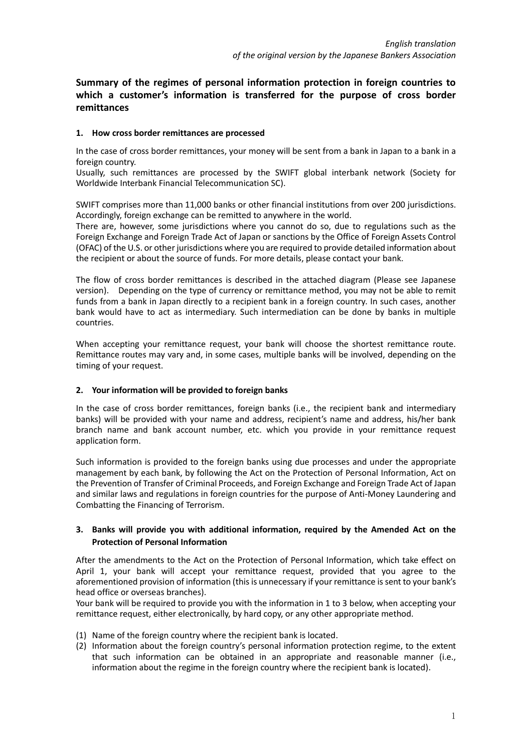*English translation*
*of the original version by the Japanese Bankers Association*

## Summary of the regimes of personal information protection in foreign countries to which a customer's information is transferred for the purpose of cross border remittances

### 1. How cross border remittances are processed

In the case of cross border remittances, your money will be sent from a bank in Japan to a bank in a foreign country.
Usually, such remittances are processed by the SWIFT global interbank network (Society for Worldwide Interbank Financial Telecommunication SC).

SWIFT comprises more than 11,000 banks or other financial institutions from over 200 jurisdictions. Accordingly, foreign exchange can be remitted to anywhere in the world.
There are, however, some jurisdictions where you cannot do so, due to regulations such as the Foreign Exchange and Foreign Trade Act of Japan or sanctions by the Office of Foreign Assets Control (OFAC) of the U.S. or other jurisdictions where you are required to provide detailed information about the recipient or about the source of funds. For more details, please contact your bank.

The flow of cross border remittances is described in the attached diagram (Please see Japanese version). Depending on the type of currency or remittance method, you may not be able to remit funds from a bank in Japan directly to a recipient bank in a foreign country. In such cases, another bank would have to act as intermediary. Such intermediation can be done by banks in multiple countries.

When accepting your remittance request, your bank will choose the shortest remittance route. Remittance routes may vary and, in some cases, multiple banks will be involved, depending on the timing of your request.

### 2. Your information will be provided to foreign banks

In the case of cross border remittances, foreign banks (i.e., the recipient bank and intermediary banks) will be provided with your name and address, recipient's name and address, his/her bank branch name and bank account number, etc. which you provide in your remittance request application form.

Such information is provided to the foreign banks using due processes and under the appropriate management by each bank, by following the Act on the Protection of Personal Information, Act on the Prevention of Transfer of Criminal Proceeds, and Foreign Exchange and Foreign Trade Act of Japan and similar laws and regulations in foreign countries for the purpose of Anti-Money Laundering and Combatting the Financing of Terrorism.

### 3. Banks will provide you with additional information, required by the Amended Act on the Protection of Personal Information

After the amendments to the Act on the Protection of Personal Information, which take effect on April 1, your bank will accept your remittance request, provided that you agree to the aforementioned provision of information (this is unnecessary if your remittance is sent to your bank's head office or overseas branches).
Your bank will be required to provide you with the information in 1 to 3 below, when accepting your remittance request, either electronically, by hard copy, or any other appropriate method.

(1) Name of the foreign country where the recipient bank is located.
(2) Information about the foreign country's personal information protection regime, to the extent that such information can be obtained in an appropriate and reasonable manner (i.e., information about the regime in the foreign country where the recipient bank is located).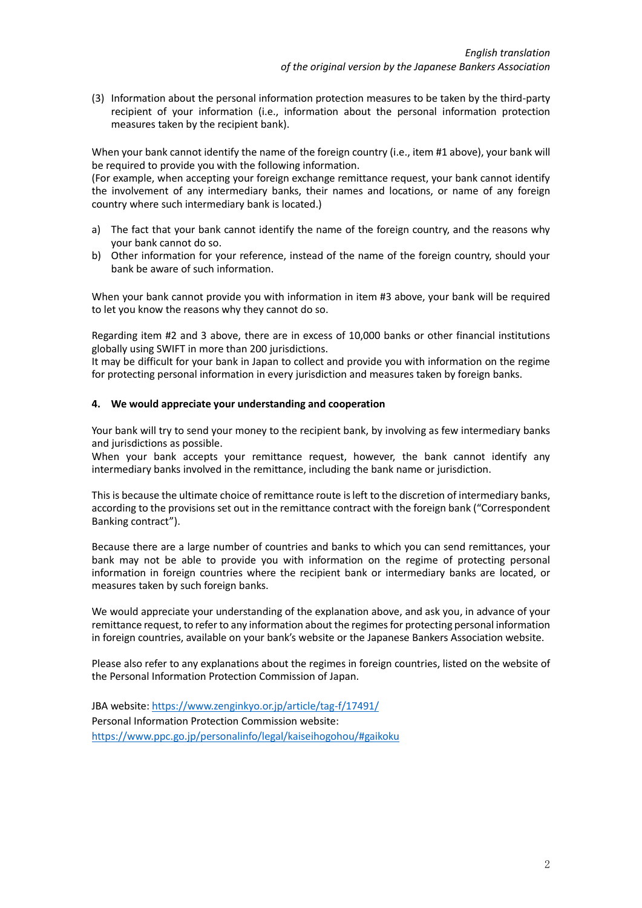*English translation*
*of the original version by the Japanese Bankers Association*

(3) Information about the personal information protection measures to be taken by the third-party recipient of your information (i.e., information about the personal information protection measures taken by the recipient bank).

When your bank cannot identify the name of the foreign country (i.e., item #1 above), your bank will be required to provide you with the following information.
(For example, when accepting your foreign exchange remittance request, your bank cannot identify the involvement of any intermediary banks, their names and locations, or name of any foreign country where such intermediary bank is located.)

a) The fact that your bank cannot identify the name of the foreign country, and the reasons why your bank cannot do so.
b) Other information for your reference, instead of the name of the foreign country, should your bank be aware of such information.

When your bank cannot provide you with information in item #3 above, your bank will be required to let you know the reasons why they cannot do so.

Regarding item #2 and 3 above, there are in excess of 10,000 banks or other financial institutions globally using SWIFT in more than 200 jurisdictions.
It may be difficult for your bank in Japan to collect and provide you with information on the regime for protecting personal information in every jurisdiction and measures taken by foreign banks.

**4. We would appreciate your understanding and cooperation**

Your bank will try to send your money to the recipient bank, by involving as few intermediary banks and jurisdictions as possible.
When your bank accepts your remittance request, however, the bank cannot identify any intermediary banks involved in the remittance, including the bank name or jurisdiction.

This is because the ultimate choice of remittance route is left to the discretion of intermediary banks, according to the provisions set out in the remittance contract with the foreign bank ("Correspondent Banking contract").

Because there are a large number of countries and banks to which you can send remittances, your bank may not be able to provide you with information on the regime of protecting personal information in foreign countries where the recipient bank or intermediary banks are located, or measures taken by such foreign banks.

We would appreciate your understanding of the explanation above, and ask you, in advance of your remittance request, to refer to any information about the regimes for protecting personal information in foreign countries, available on your bank's website or the Japanese Bankers Association website.

Please also refer to any explanations about the regimes in foreign countries, listed on the website of the Personal Information Protection Commission of Japan.

JBA website: https://www.zenginkyo.or.jp/article/tag-f/17491/
Personal Information Protection Commission website:
https://www.ppc.go.jp/personalinfo/legal/kaiseihogohou/#gaikoku